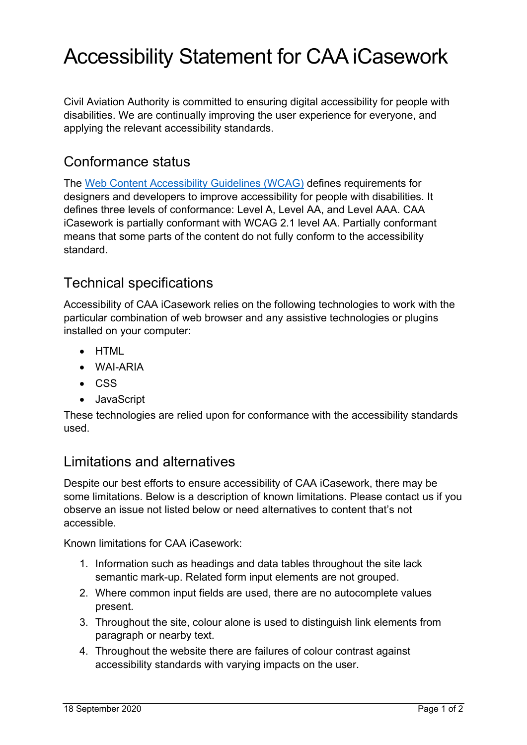# Accessibility Statement for CAA iCasework

Civil Aviation Authority is committed to ensuring digital accessibility for people with disabilities. We are continually improving the user experience for everyone, and applying the relevant accessibility standards.

## Conformance status

The [Web Content Accessibility Guidelines (WCAG)]() defines requirements for designers and developers to improve accessibility for people with disabilities. It defines three levels of conformance: Level A, Level AA, and Level AAA. CAA iCasework is partially conformant with WCAG 2.1 level AA. Partially conformant means that some parts of the content do not fully conform to the accessibility standard.

## Technical specifications

Accessibility of CAA iCasework relies on the following technologies to work with the particular combination of web browser and any assistive technologies or plugins installed on your computer:

- HTML
- WAI-ARIA
- CSS
- JavaScript

These technologies are relied upon for conformance with the accessibility standards used.

## Limitations and alternatives

Despite our best efforts to ensure accessibility of CAA iCasework, there may be some limitations. Below is a description of known limitations. Please contact us if you observe an issue not listed below or need alternatives to content that's not accessible.

Known limitations for CAA iCasework:

1. Information such as headings and data tables throughout the site lack semantic mark-up. Related form input elements are not grouped.
2. Where common input fields are used, there are no autocomplete values present.
3. Throughout the site, colour alone is used to distinguish link elements from paragraph or nearby text.
4. Throughout the website there are failures of colour contrast against accessibility standards with varying impacts on the user.

18 September 2020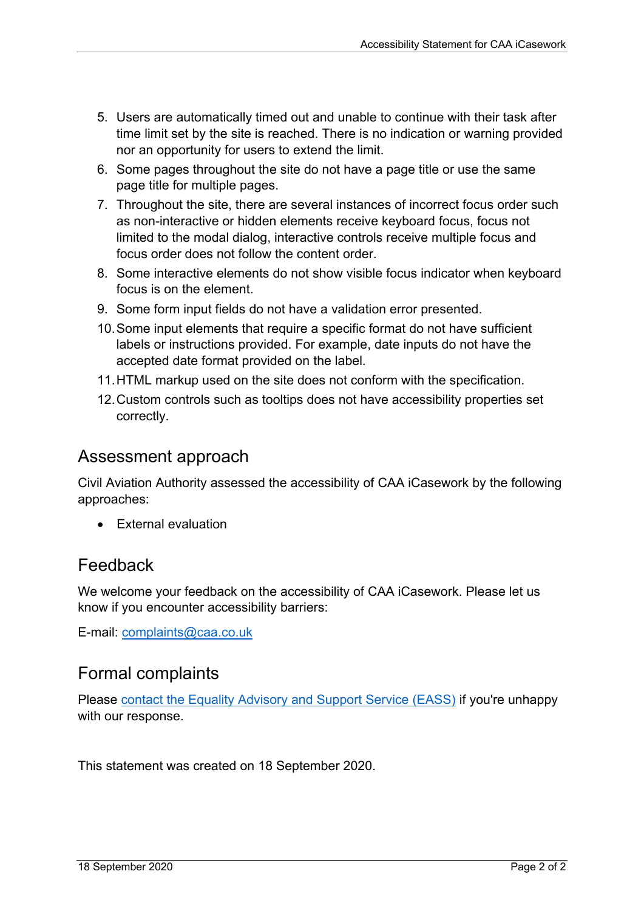5. Users are automatically timed out and unable to continue with their task after time limit set by the site is reached. There is no indication or warning provided nor an opportunity for users to extend the limit.
6. Some pages throughout the site do not have a page title or use the same page title for multiple pages.
7. Throughout the site, there are several instances of incorrect focus order such as non-interactive or hidden elements receive keyboard focus, focus not limited to the modal dialog, interactive controls receive multiple focus and focus order does not follow the content order.
8. Some interactive elements do not show visible focus indicator when keyboard focus is on the element.
9. Some form input fields do not have a validation error presented.
10. Some input elements that require a specific format do not have sufficient labels or instructions provided. For example, date inputs do not have the accepted date format provided on the label.
11. HTML markup used on the site does not conform with the specification.
12. Custom controls such as tooltips does not have accessibility properties set correctly.

## Assessment approach

Civil Aviation Authority assessed the accessibility of CAA iCasework by the following approaches:

- External evaluation

## Feedback

We welcome your feedback on the accessibility of CAA iCasework. Please let us know if you encounter accessibility barriers:

E-mail: [complaints@caa.co.uk](mailto:complaints@caa.co.uk)

## Formal complaints

Please contact the Equality Advisory and Support Service (EASS) if you're unhappy with our response.

This statement was created on 18 September 2020.